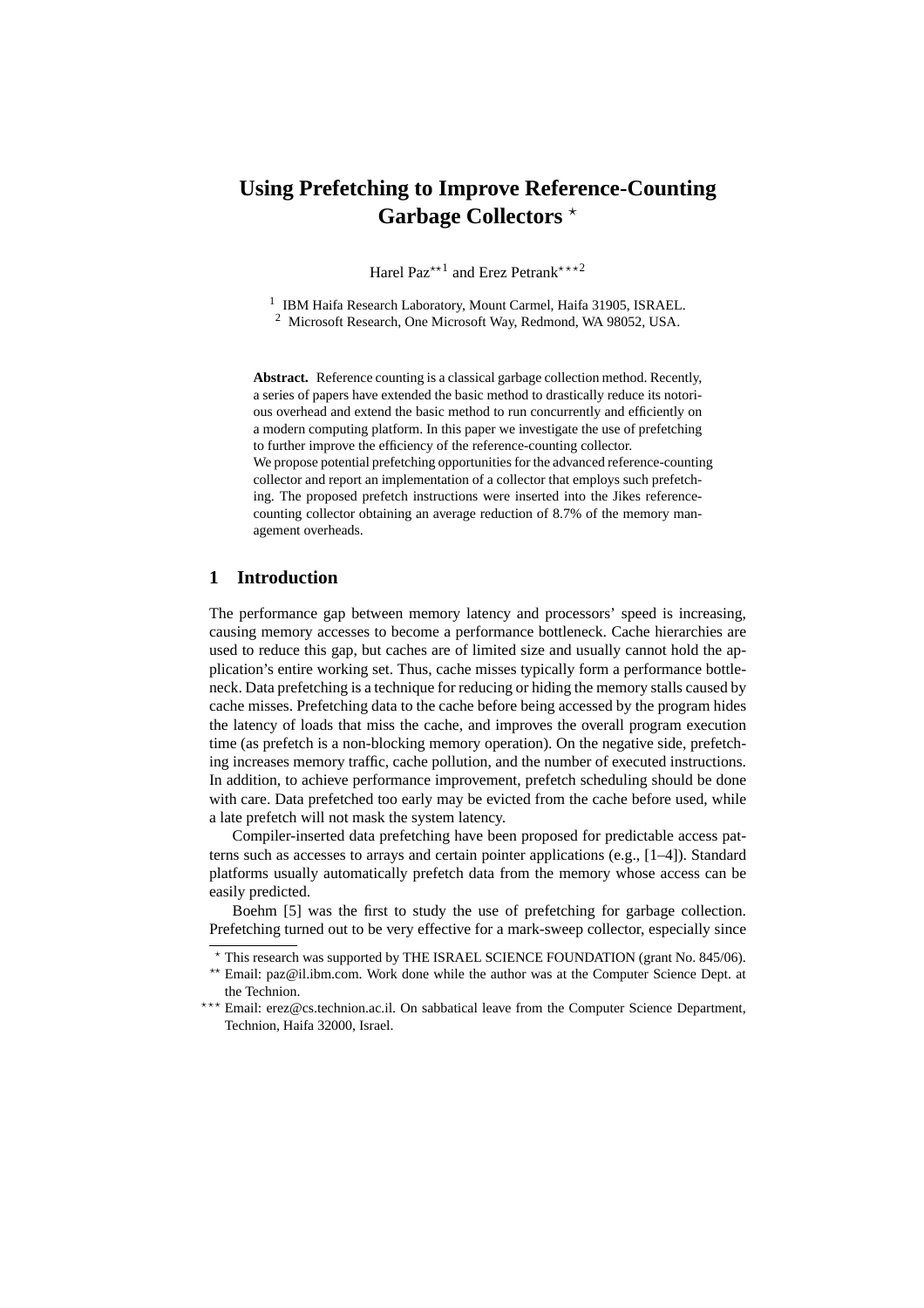# Using Prefetching to Improve Reference-Counting Garbage Collectors [*]

Harel Paz[**1] and Erez Petrank[***2]

[1] IBM Haifa Research Laboratory, Mount Carmel, Haifa 31905, ISRAEL.
[2] Microsoft Research, One Microsoft Way, Redmond, WA 98052, USA.

**Abstract.** Reference counting is a classical garbage collection method. Recently, a series of papers have extended the basic method to drastically reduce its notorious overhead and extend the basic method to run concurrently and efficiently on a modern computing platform. In this paper we investigate the use of prefetching to further improve the efficiency of the reference-counting collector.
We propose potential prefetching opportunities for the advanced reference-counting collector and report an implementation of a collector that employs such prefetching. The proposed prefetch instructions were inserted into the Jikes reference-counting collector obtaining an average reduction of 8.7% of the memory management overheads.

## 1 Introduction

The performance gap between memory latency and processors' speed is increasing, causing memory accesses to become a performance bottleneck. Cache hierarchies are used to reduce this gap, but caches are of limited size and usually cannot hold the application's entire working set. Thus, cache misses typically form a performance bottleneck. Data prefetching is a technique for reducing or hiding the memory stalls caused by cache misses. Prefetching data to the cache before being accessed by the program hides the latency of loads that miss the cache, and improves the overall program execution time (as prefetch is a non-blocking memory operation). On the negative side, prefetching increases memory traffic, cache pollution, and the number of executed instructions. In addition, to achieve performance improvement, prefetch scheduling should be done with care. Data prefetched too early may be evicted from the cache before used, while a late prefetch will not mask the system latency.

Compiler-inserted data prefetching have been proposed for predictable access patterns such as accesses to arrays and certain pointer applications (e.g., [1–4]). Standard platforms usually automatically prefetch data from the memory whose access can be easily predicted.

Boehm [5] was the first to study the use of prefetching for garbage collection. Prefetching turned out to be very effective for a mark-sweep collector, especially since

---

[*] This research was supported by THE ISRAEL SCIENCE FOUNDATION (grant No. 845/06).

[**] Email: paz@il.ibm.com. Work done while the author was at the Computer Science Dept. at the Technion.

[***] Email: erez@cs.technion.ac.il. On sabbatical leave from the Computer Science Department, Technion, Haifa 32000, Israel.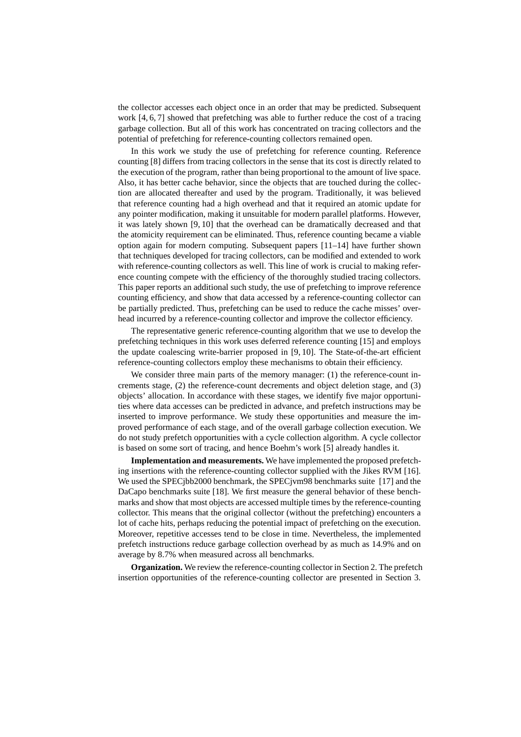the collector accesses each object once in an order that may be predicted. Subsequent work [4, 6, 7] showed that prefetching was able to further reduce the cost of a tracing garbage collection. But all of this work has concentrated on tracing collectors and the potential of prefetching for reference-counting collectors remained open.

In this work we study the use of prefetching for reference counting. Reference counting [8] differs from tracing collectors in the sense that its cost is directly related to the execution of the program, rather than being proportional to the amount of live space. Also, it has better cache behavior, since the objects that are touched during the collection are allocated thereafter and used by the program. Traditionally, it was believed that reference counting had a high overhead and that it required an atomic update for any pointer modification, making it unsuitable for modern parallel platforms. However, it was lately shown [9, 10] that the overhead can be dramatically decreased and that the atomicity requirement can be eliminated. Thus, reference counting became a viable option again for modern computing. Subsequent papers [11–14] have further shown that techniques developed for tracing collectors, can be modified and extended to work with reference-counting collectors as well. This line of work is crucial to making reference counting compete with the efficiency of the thoroughly studied tracing collectors. This paper reports an additional such study, the use of prefetching to improve reference counting efficiency, and show that data accessed by a reference-counting collector can be partially predicted. Thus, prefetching can be used to reduce the cache misses' overhead incurred by a reference-counting collector and improve the collector efficiency.

The representative generic reference-counting algorithm that we use to develop the prefetching techniques in this work uses deferred reference counting [15] and employs the update coalescing write-barrier proposed in [9, 10]. The State-of-the-art efficient reference-counting collectors employ these mechanisms to obtain their efficiency.

We consider three main parts of the memory manager: (1) the reference-count increments stage, (2) the reference-count decrements and object deletion stage, and (3) objects' allocation. In accordance with these stages, we identify five major opportunities where data accesses can be predicted in advance, and prefetch instructions may be inserted to improve performance. We study these opportunities and measure the improved performance of each stage, and of the overall garbage collection execution. We do not study prefetch opportunities with a cycle collection algorithm. A cycle collector is based on some sort of tracing, and hence Boehm's work [5] already handles it.

**Implementation and measurements.** We have implemented the proposed prefetching insertions with the reference-counting collector supplied with the Jikes RVM [16]. We used the SPECjbb2000 benchmark, the SPECjvm98 benchmarks suite [17] and the DaCapo benchmarks suite [18]. We first measure the general behavior of these benchmarks and show that most objects are accessed multiple times by the reference-counting collector. This means that the original collector (without the prefetching) encounters a lot of cache hits, perhaps reducing the potential impact of prefetching on the execution. Moreover, repetitive accesses tend to be close in time. Nevertheless, the implemented prefetch instructions reduce garbage collection overhead by as much as 14.9% and on average by 8.7% when measured across all benchmarks.

**Organization.** We review the reference-counting collector in Section 2. The prefetch insertion opportunities of the reference-counting collector are presented in Section 3.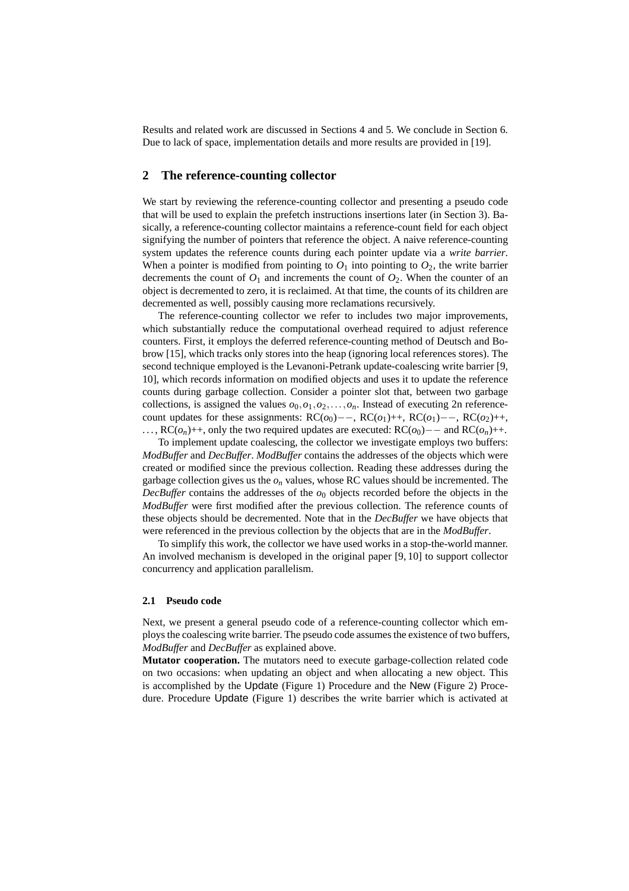Results and related work are discussed in Sections 4 and 5. We conclude in Section 6. Due to lack of space, implementation details and more results are provided in [19].

## 2 The reference-counting collector

We start by reviewing the reference-counting collector and presenting a pseudo code that will be used to explain the prefetch instructions insertions later (in Section 3). Basically, a reference-counting collector maintains a reference-count field for each object signifying the number of pointers that reference the object. A naive reference-counting system updates the reference counts during each pointer update via a *write barrier*. When a pointer is modified from pointing to $O_1$ into pointing to $O_2$, the write barrier decrements the count of $O_1$ and increments the count of $O_2$. When the counter of an object is decremented to zero, it is reclaimed. At that time, the counts of its children are decremented as well, possibly causing more reclamations recursively.

The reference-counting collector we refer to includes two major improvements, which substantially reduce the computational overhead required to adjust reference counters. First, it employs the deferred reference-counting method of Deutsch and Bobrow [15], which tracks only stores into the heap (ignoring local references stores). The second technique employed is the Levanoni-Petrank update-coalescing write barrier [9, 10], which records information on modified objects and uses it to update the reference counts during garbage collection. Consider a pointer slot that, between two garbage collections, is assigned the values $o_0, o_1, o_2, \ldots, o_n$. Instead of executing 2n reference-count updates for these assignments: RC($o_0$)−−, RC($o_1$)++, RC($o_1$)−−, RC($o_2$)++, $\ldots$, RC($o_n$)++, only the two required updates are executed: RC($o_0$)−− and RC($o_n$)++.

To implement update coalescing, the collector we investigate employs two buffers: *ModBuffer* and *DecBuffer*. *ModBuffer* contains the addresses of the objects which were created or modified since the previous collection. Reading these addresses during the garbage collection gives us the $o_n$ values, whose RC values should be incremented. The *DecBuffer* contains the addresses of the $o_0$ objects recorded before the objects in the *ModBuffer* were first modified after the previous collection. The reference counts of these objects should be decremented. Note that in the *DecBuffer* we have objects that were referenced in the previous collection by the objects that are in the *ModBuffer*.

To simplify this work, the collector we have used works in a stop-the-world manner. An involved mechanism is developed in the original paper [9, 10] to support collector concurrency and application parallelism.

### 2.1 Pseudo code

Next, we present a general pseudo code of a reference-counting collector which employs the coalescing write barrier. The pseudo code assumes the existence of two buffers, *ModBuffer* and *DecBuffer* as explained above.

**Mutator cooperation.** The mutators need to execute garbage-collection related code on two occasions: when updating an object and when allocating a new object. This is accomplished by the Update (Figure 1) Procedure and the New (Figure 2) Procedure. Procedure Update (Figure 1) describes the write barrier which is activated at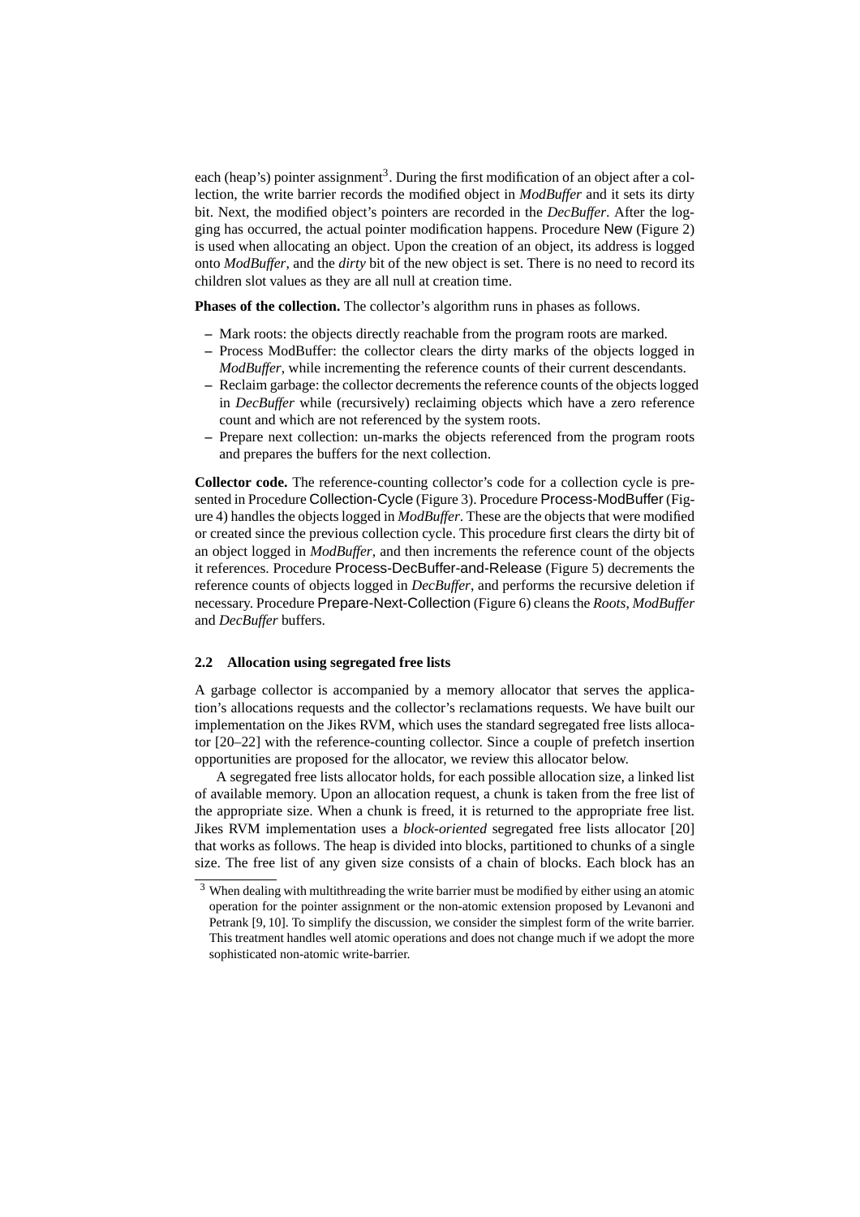each (heap's) pointer assignment[3]. During the first modification of an object after a collection, the write barrier records the modified object in *ModBuffer* and it sets its dirty bit. Next, the modified object's pointers are recorded in the *DecBuffer*. After the logging has occurred, the actual pointer modification happens. Procedure New (Figure 2) is used when allocating an object. Upon the creation of an object, its address is logged onto *ModBuffer*, and the *dirty* bit of the new object is set. There is no need to record its children slot values as they are all null at creation time.

**Phases of the collection.** The collector's algorithm runs in phases as follows.

- Mark roots: the objects directly reachable from the program roots are marked.
- Process ModBuffer: the collector clears the dirty marks of the objects logged in *ModBuffer*, while incrementing the reference counts of their current descendants.
- Reclaim garbage: the collector decrements the reference counts of the objects logged in *DecBuffer* while (recursively) reclaiming objects which have a zero reference count and which are not referenced by the system roots.
- Prepare next collection: un-marks the objects referenced from the program roots and prepares the buffers for the next collection.

**Collector code.** The reference-counting collector's code for a collection cycle is presented in Procedure Collection-Cycle (Figure 3). Procedure Process-ModBuffer (Figure 4) handles the objects logged in *ModBuffer*. These are the objects that were modified or created since the previous collection cycle. This procedure first clears the dirty bit of an object logged in *ModBuffer*, and then increments the reference count of the objects it references. Procedure Process-DecBuffer-and-Release (Figure 5) decrements the reference counts of objects logged in *DecBuffer*, and performs the recursive deletion if necessary. Procedure Prepare-Next-Collection (Figure 6) cleans the *Roots*, *ModBuffer* and *DecBuffer* buffers.

### 2.2 Allocation using segregated free lists

A garbage collector is accompanied by a memory allocator that serves the application's allocations requests and the collector's reclamations requests. We have built our implementation on the Jikes RVM, which uses the standard segregated free lists allocator [20–22] with the reference-counting collector. Since a couple of prefetch insertion opportunities are proposed for the allocator, we review this allocator below.

A segregated free lists allocator holds, for each possible allocation size, a linked list of available memory. Upon an allocation request, a chunk is taken from the free list of the appropriate size. When a chunk is freed, it is returned to the appropriate free list. Jikes RVM implementation uses a *block-oriented* segregated free lists allocator [20] that works as follows. The heap is divided into blocks, partitioned to chunks of a single size. The free list of any given size consists of a chain of blocks. Each block has an

[3] When dealing with multithreading the write barrier must be modified by either using an atomic operation for the pointer assignment or the non-atomic extension proposed by Levanoni and Petrank [9, 10]. To simplify the discussion, we consider the simplest form of the write barrier. This treatment handles well atomic operations and does not change much if we adopt the more sophisticated non-atomic write-barrier.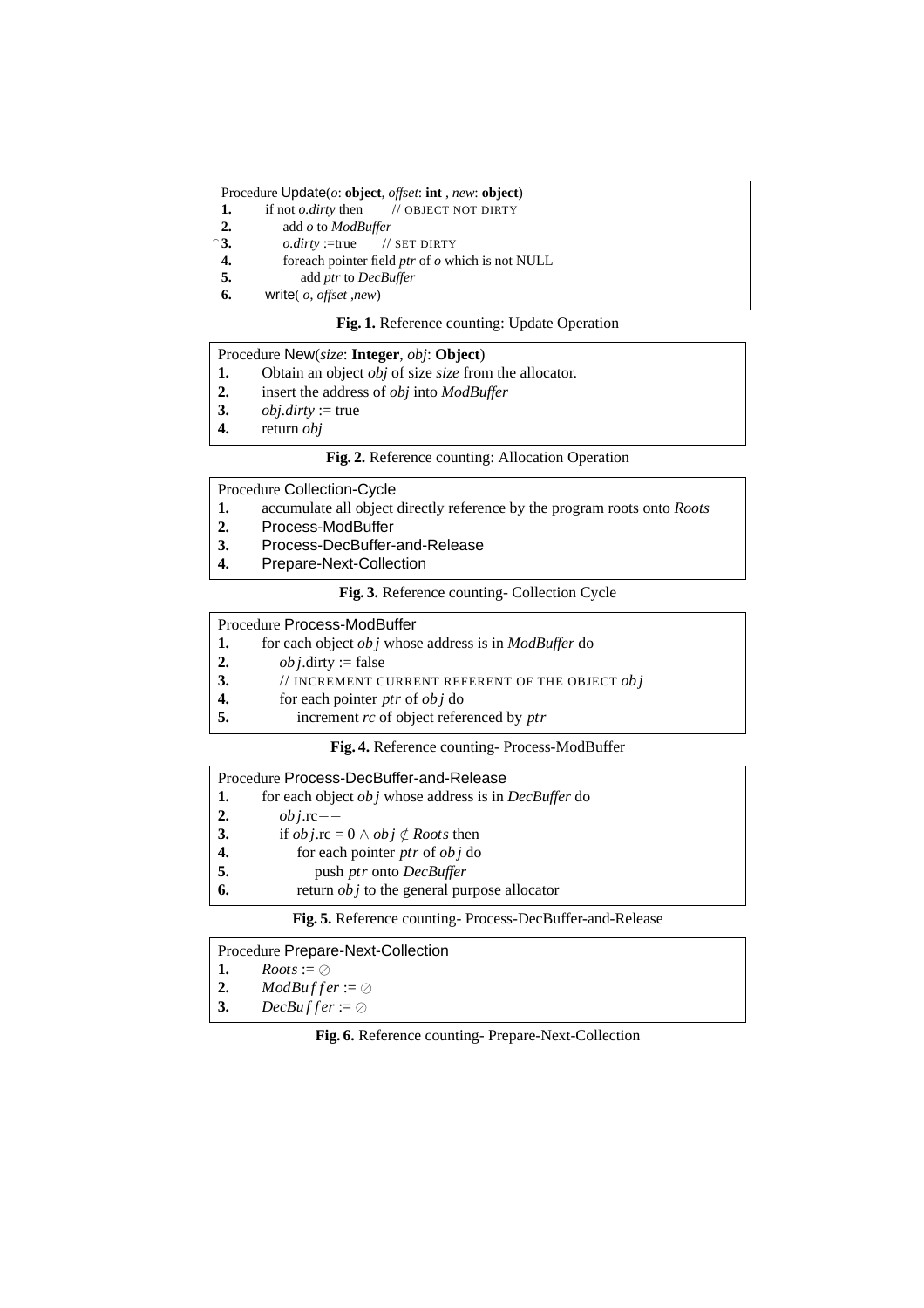```
Procedure Update(o: object, offset: int , new: object)
1.    if not o.dirty then        // OBJECT NOT DIRTY
2.        add o to ModBuffer
3.        o.dirty :=true        // SET DIRTY
4.        foreach pointer field ptr of o which is not NULL
5.            add ptr to DecBuffer
6.    write( o, offset ,new)
```

**Fig. 1.** Reference counting: Update Operation

```
Procedure New(size: Integer, obj: Object)
1.    Obtain an object obj of size size from the allocator.
2.    insert the address of obj into ModBuffer
3.    obj.dirty := true
4.    return obj
```

**Fig. 2.** Reference counting: Allocation Operation

```
Procedure Collection-Cycle
1.    accumulate all object directly reference by the program roots onto Roots
2.    Process-ModBuffer
3.    Process-DecBuffer-and-Release
4.    Prepare-Next-Collection
```

**Fig. 3.** Reference counting- Collection Cycle

```
Procedure Process-ModBuffer
1.    for each object obj whose address is in ModBuffer do
2.        obj.dirty := false
3.        // INCREMENT CURRENT REFERENT OF THE OBJECT obj
4.        for each pointer ptr of obj do
5.            increment rc of object referenced by ptr
```

**Fig. 4.** Reference counting- Process-ModBuffer

```
Procedure Process-DecBuffer-and-Release
1.    for each object obj whose address is in DecBuffer do
2.        obj.rc−−
3.        if obj.rc = 0 ∧ obj ∉ Roots then
4.            for each pointer ptr of obj do
5.                push ptr onto DecBuffer
6.            return obj to the general purpose allocator
```

**Fig. 5.** Reference counting- Process-DecBuffer-and-Release

```
Procedure Prepare-Next-Collection
1.    Roots := ⊘
2.    ModBuffer := ⊘
3.    DecBuffer := ⊘
```

**Fig. 6.** Reference counting- Prepare-Next-Collection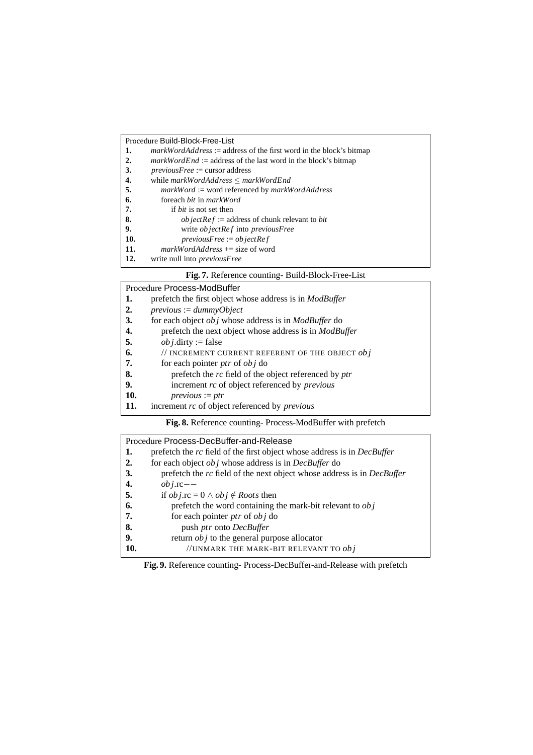```
Procedure Build-Block-Free-List
1.   markWordAddress := address of the first word in the block's bitmap
2.   markWordEnd := address of the last word in the block's bitmap
3.   previousFree := cursor address
4.   while markWordAddress ≤ markWordEnd
5.       markWord := word referenced by markWordAddress
6.       foreach bit in markWord
7.           if bit is not set then
8.               objectRef := address of chunk relevant to bit
9.               write objectRef into previousFree
10.              previousFree := objectRef
11.      markWordAddress += size of word
12.  write null into previousFree
```

**Fig. 7.** Reference counting- Build-Block-Free-List

```
Procedure Process-ModBuffer
1.   prefetch the first object whose address is in ModBuffer
2.   previous := dummyObject
3.   for each object obj whose address is in ModBuffer do
4.       prefetch the next object whose address is in ModBuffer
5.       obj.dirty := false
6.       // INCREMENT CURRENT REFERENT OF THE OBJECT obj
7.       for each pointer ptr of obj do
8.           prefetch the rc field of the object referenced by ptr
9.           increment rc of object referenced by previous
10.          previous := ptr
11.  increment rc of object referenced by previous
```

**Fig. 8.** Reference counting- Process-ModBuffer with prefetch

```
Procedure Process-DecBuffer-and-Release
1.   prefetch the rc field of the first object whose address is in DecBuffer
2.   for each object obj whose address is in DecBuffer do
3.       prefetch the rc field of the next object whose address is in DecBuffer
4.       obj.rc−−
5.       if obj.rc = 0 ∧ obj ∉ Roots then
6.           prefetch the word containing the mark-bit relevant to obj
7.           for each pointer ptr of obj do
8.               push ptr onto DecBuffer
9.           return obj to the general purpose allocator
10.              //UNMARK THE MARK-BIT RELEVANT TO obj
```

**Fig. 9.** Reference counting- Process-DecBuffer-and-Release with prefetch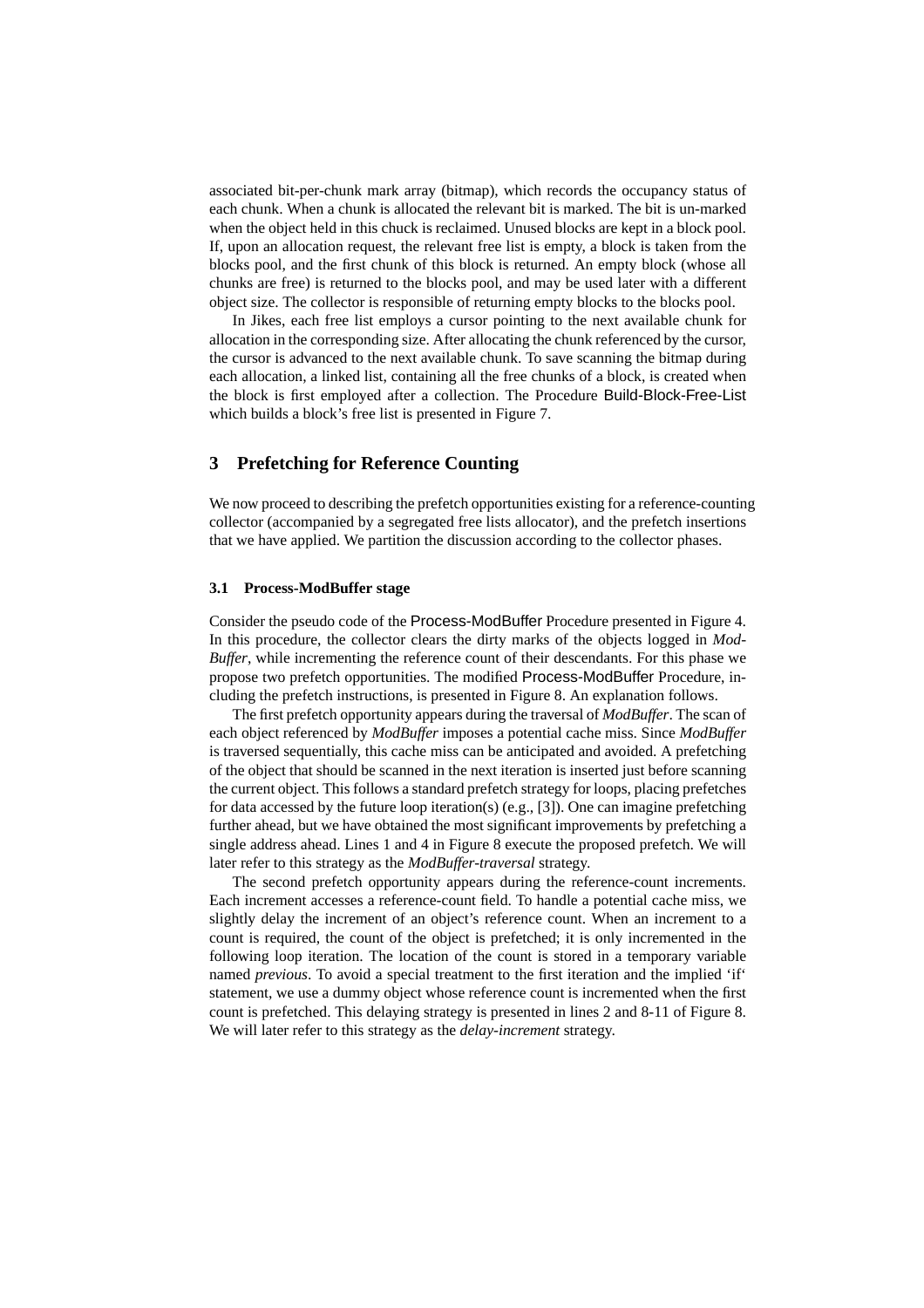associated bit-per-chunk mark array (bitmap), which records the occupancy status of each chunk. When a chunk is allocated the relevant bit is marked. The bit is un-marked when the object held in this chuck is reclaimed. Unused blocks are kept in a block pool. If, upon an allocation request, the relevant free list is empty, a block is taken from the blocks pool, and the first chunk of this block is returned. An empty block (whose all chunks are free) is returned to the blocks pool, and may be used later with a different object size. The collector is responsible of returning empty blocks to the blocks pool.

In Jikes, each free list employs a cursor pointing to the next available chunk for allocation in the corresponding size. After allocating the chunk referenced by the cursor, the cursor is advanced to the next available chunk. To save scanning the bitmap during each allocation, a linked list, containing all the free chunks of a block, is created when the block is first employed after a collection. The Procedure Build-Block-Free-List which builds a block's free list is presented in Figure 7.

## 3 Prefetching for Reference Counting

We now proceed to describing the prefetch opportunities existing for a reference-counting collector (accompanied by a segregated free lists allocator), and the prefetch insertions that we have applied. We partition the discussion according to the collector phases.

### 3.1 Process-ModBuffer stage

Consider the pseudo code of the Process-ModBuffer Procedure presented in Figure 4. In this procedure, the collector clears the dirty marks of the objects logged in *ModBuffer*, while incrementing the reference count of their descendants. For this phase we propose two prefetch opportunities. The modified Process-ModBuffer Procedure, including the prefetch instructions, is presented in Figure 8. An explanation follows.

The first prefetch opportunity appears during the traversal of *ModBuffer*. The scan of each object referenced by *ModBuffer* imposes a potential cache miss. Since *ModBuffer* is traversed sequentially, this cache miss can be anticipated and avoided. A prefetching of the object that should be scanned in the next iteration is inserted just before scanning the current object. This follows a standard prefetch strategy for loops, placing prefetches for data accessed by the future loop iteration(s) (e.g., [3]). One can imagine prefetching further ahead, but we have obtained the most significant improvements by prefetching a single address ahead. Lines 1 and 4 in Figure 8 execute the proposed prefetch. We will later refer to this strategy as the *ModBuffer-traversal* strategy.

The second prefetch opportunity appears during the reference-count increments. Each increment accesses a reference-count field. To handle a potential cache miss, we slightly delay the increment of an object's reference count. When an increment to a count is required, the count of the object is prefetched; it is only incremented in the following loop iteration. The location of the count is stored in a temporary variable named *previous*. To avoid a special treatment to the first iteration and the implied 'if' statement, we use a dummy object whose reference count is incremented when the first count is prefetched. This delaying strategy is presented in lines 2 and 8-11 of Figure 8. We will later refer to this strategy as the *delay-increment* strategy.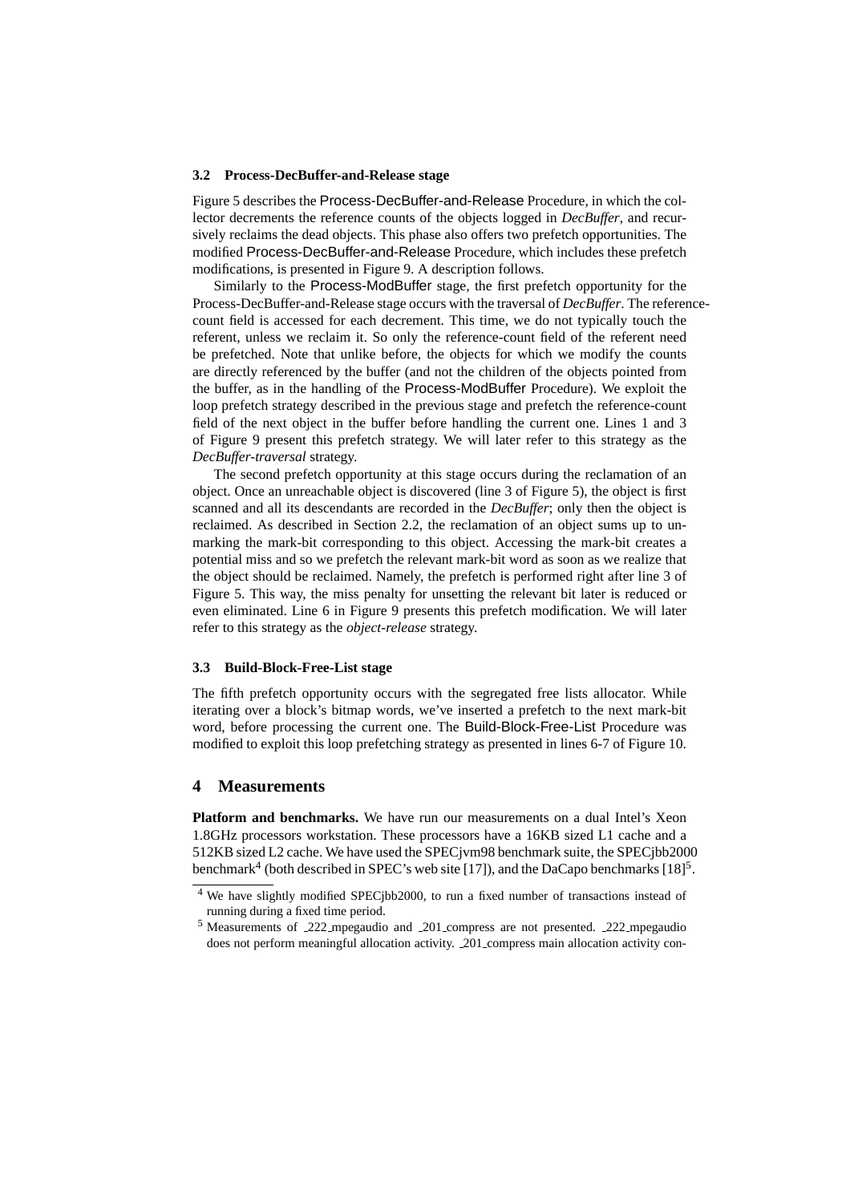### 3.2 Process-DecBuffer-and-Release stage

Figure 5 describes the Process-DecBuffer-and-Release Procedure, in which the collector decrements the reference counts of the objects logged in *DecBuffer*, and recursively reclaims the dead objects. This phase also offers two prefetch opportunities. The modified Process-DecBuffer-and-Release Procedure, which includes these prefetch modifications, is presented in Figure 9. A description follows.

Similarly to the Process-ModBuffer stage, the first prefetch opportunity for the Process-DecBuffer-and-Release stage occurs with the traversal of *DecBuffer*. The reference-count field is accessed for each decrement. This time, we do not typically touch the referent, unless we reclaim it. So only the reference-count field of the referent need be prefetched. Note that unlike before, the objects for which we modify the counts are directly referenced by the buffer (and not the children of the objects pointed from the buffer, as in the handling of the Process-ModBuffer Procedure). We exploit the loop prefetch strategy described in the previous stage and prefetch the reference-count field of the next object in the buffer before handling the current one. Lines 1 and 3 of Figure 9 present this prefetch strategy. We will later refer to this strategy as the *DecBuffer-traversal* strategy.

The second prefetch opportunity at this stage occurs during the reclamation of an object. Once an unreachable object is discovered (line 3 of Figure 5), the object is first scanned and all its descendants are recorded in the *DecBuffer*; only then the object is reclaimed. As described in Section 2.2, the reclamation of an object sums up to unmarking the mark-bit corresponding to this object. Accessing the mark-bit creates a potential miss and so we prefetch the relevant mark-bit word as soon as we realize that the object should be reclaimed. Namely, the prefetch is performed right after line 3 of Figure 5. This way, the miss penalty for unsetting the relevant bit later is reduced or even eliminated. Line 6 in Figure 9 presents this prefetch modification. We will later refer to this strategy as the *object-release* strategy.

### 3.3 Build-Block-Free-List stage

The fifth prefetch opportunity occurs with the segregated free lists allocator. While iterating over a block's bitmap words, we've inserted a prefetch to the next mark-bit word, before processing the current one. The Build-Block-Free-List Procedure was modified to exploit this loop prefetching strategy as presented in lines 6-7 of Figure 10.

## 4 Measurements

**Platform and benchmarks.** We have run our measurements on a dual Intel's Xeon 1.8GHz processors workstation. These processors have a 16KB sized L1 cache and a 512KB sized L2 cache. We have used the SPECjvm98 benchmark suite, the SPECjbb2000 benchmark[4] (both described in SPEC's web site [17]), and the DaCapo benchmarks [18][5].

[4] We have slightly modified SPECjbb2000, to run a fixed number of transactions instead of running during a fixed time period.

[5] Measurements of _222_mpegaudio and _201_compress are not presented. _222_mpegaudio does not perform meaningful allocation activity. _201_compress main allocation activity con-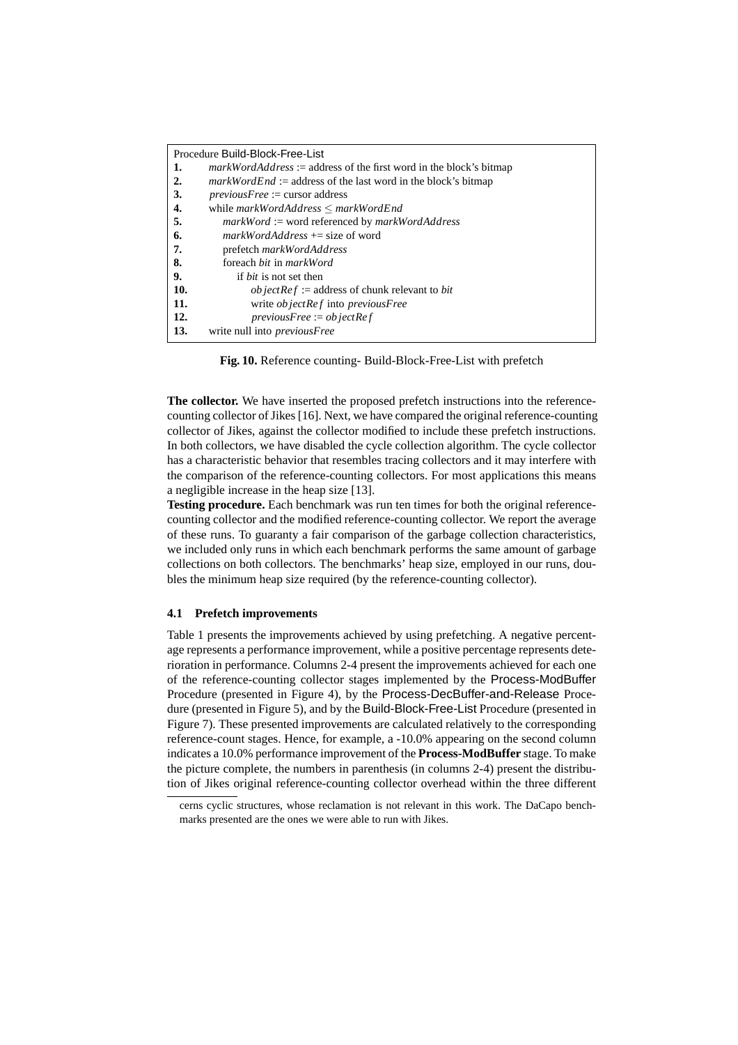```
Procedure Build-Block-Free-List
1.    markWordAddress := address of the first word in the block's bitmap
2.    markWordEnd := address of the last word in the block's bitmap
3.    previousFree := cursor address
4.    while markWordAddress ≤ markWordEnd
5.       markWord := word referenced by markWordAddress
6.       markWordAddress += size of word
7.       prefetch markWordAddress
8.       foreach bit in markWord
9.          if bit is not set then
10.            objectRef := address of chunk relevant to bit
11.            write objectRef into previousFree
12.            previousFree := objectRef
13.   write null into previousFree
```

**Fig. 10.** Reference counting- Build-Block-Free-List with prefetch

**The collector.** We have inserted the proposed prefetch instructions into the reference-counting collector of Jikes [16]. Next, we have compared the original reference-counting collector of Jikes, against the collector modified to include these prefetch instructions. In both collectors, we have disabled the cycle collection algorithm. The cycle collector has a characteristic behavior that resembles tracing collectors and it may interfere with the comparison of the reference-counting collectors. For most applications this means a negligible increase in the heap size [13].

**Testing procedure.** Each benchmark was run ten times for both the original reference-counting collector and the modified reference-counting collector. We report the average of these runs. To guaranty a fair comparison of the garbage collection characteristics, we included only runs in which each benchmark performs the same amount of garbage collections on both collectors. The benchmarks' heap size, employed in our runs, doubles the minimum heap size required (by the reference-counting collector).

### 4.1 Prefetch improvements

Table 1 presents the improvements achieved by using prefetching. A negative percentage represents a performance improvement, while a positive percentage represents deterioration in performance. Columns 2-4 present the improvements achieved for each one of the reference-counting collector stages implemented by the Process-ModBuffer Procedure (presented in Figure 4), by the Process-DecBuffer-and-Release Procedure (presented in Figure 5), and by the Build-Block-Free-List Procedure (presented in Figure 7). These presented improvements are calculated relatively to the corresponding reference-count stages. Hence, for example, a -10.0% appearing on the second column indicates a 10.0% performance improvement of the **Process-ModBuffer** stage. To make the picture complete, the numbers in parenthesis (in columns 2-4) present the distribution of Jikes original reference-counting collector overhead within the three different

cerns cyclic structures, whose reclamation is not relevant in this work. The DaCapo benchmarks presented are the ones we were able to run with Jikes.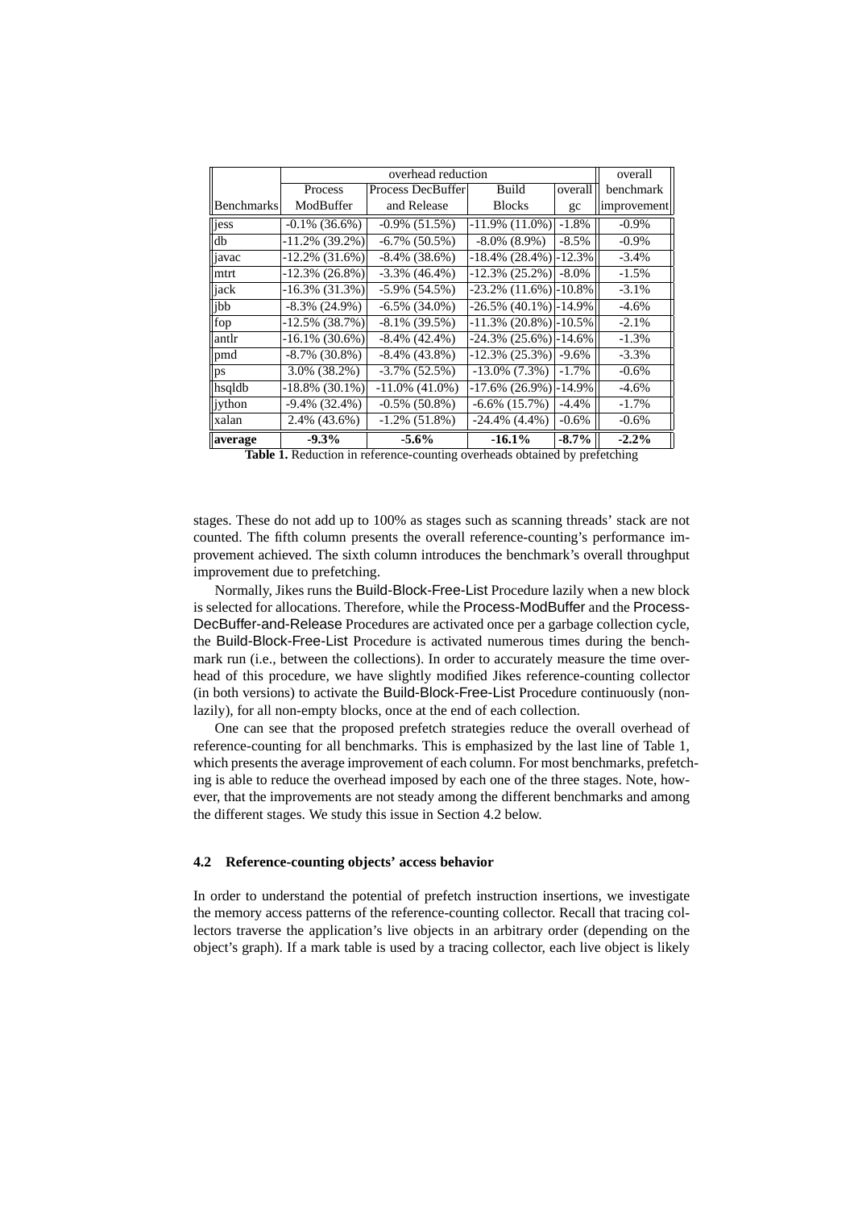| Benchmarks | overhead reduction | | | | overall benchmark improvement |
|---|---|---|---|---|---|
| | Process ModBuffer | Process DecBuffer and Release | Build Blocks | overall gc | |
| jess | -0.1% (36.6%) | -0.9% (51.5%) | -11.9% (11.0%) | -1.8% | -0.9% |
| db | -11.2% (39.2%) | -6.7% (50.5%) | -8.0% (8.9%) | -8.5% | -0.9% |
| javac | -12.2% (31.6%) | -8.4% (38.6%) | -18.4% (28.4%) | -12.3% | -3.4% |
| mtrt | -12.3% (26.8%) | -3.3% (46.4%) | -12.3% (25.2%) | -8.0% | -1.5% |
| jack | -16.3% (31.3%) | -5.9% (54.5%) | -23.2% (11.6%) | -10.8% | -3.1% |
| jbb | -8.3% (24.9%) | -6.5% (34.0%) | -26.5% (40.1%) | -14.9% | -4.6% |
| fop | -12.5% (38.7%) | -8.1% (39.5%) | -11.3% (20.8%) | -10.5% | -2.1% |
| antlr | -16.1% (30.6%) | -8.4% (42.4%) | -24.3% (25.6%) | -14.6% | -1.3% |
| pmd | -8.7% (30.8%) | -8.4% (43.8%) | -12.3% (25.3%) | -9.6% | -3.3% |
| ps | 3.0% (38.2%) | -3.7% (52.5%) | -13.0% (7.3%) | -1.7% | -0.6% |
| hsqldb | -18.8% (30.1%) | -11.0% (41.0%) | -17.6% (26.9%) | -14.9% | -4.6% |
| jython | -9.4% (32.4%) | -0.5% (50.8%) | -6.6% (15.7%) | -4.4% | -1.7% |
| xalan | 2.4% (43.6%) | -1.2% (51.8%) | -24.4% (4.4%) | -0.6% | -0.6% |
| **average** | **-9.3%** | **-5.6%** | **-16.1%** | **-8.7%** | **-2.2%** |

**Table 1.** Reduction in reference-counting overheads obtained by prefetching

stages. These do not add up to 100% as stages such as scanning threads' stack are not counted. The fifth column presents the overall reference-counting's performance improvement achieved. The sixth column introduces the benchmark's overall throughput improvement due to prefetching.

Normally, Jikes runs the Build-Block-Free-List Procedure lazily when a new block is selected for allocations. Therefore, while the Process-ModBuffer and the Process-DecBuffer-and-Release Procedures are activated once per a garbage collection cycle, the Build-Block-Free-List Procedure is activated numerous times during the benchmark run (i.e., between the collections). In order to accurately measure the time overhead of this procedure, we have slightly modified Jikes reference-counting collector (in both versions) to activate the Build-Block-Free-List Procedure continuously (non-lazily), for all non-empty blocks, once at the end of each collection.

One can see that the proposed prefetch strategies reduce the overall overhead of reference-counting for all benchmarks. This is emphasized by the last line of Table 1, which presents the average improvement of each column. For most benchmarks, prefetching is able to reduce the overhead imposed by each one of the three stages. Note, however, that the improvements are not steady among the different benchmarks and among the different stages. We study this issue in Section 4.2 below.

### 4.2 Reference-counting objects' access behavior

In order to understand the potential of prefetch instruction insertions, we investigate the memory access patterns of the reference-counting collector. Recall that tracing collectors traverse the application's live objects in an arbitrary order (depending on the object's graph). If a mark table is used by a tracing collector, each live object is likely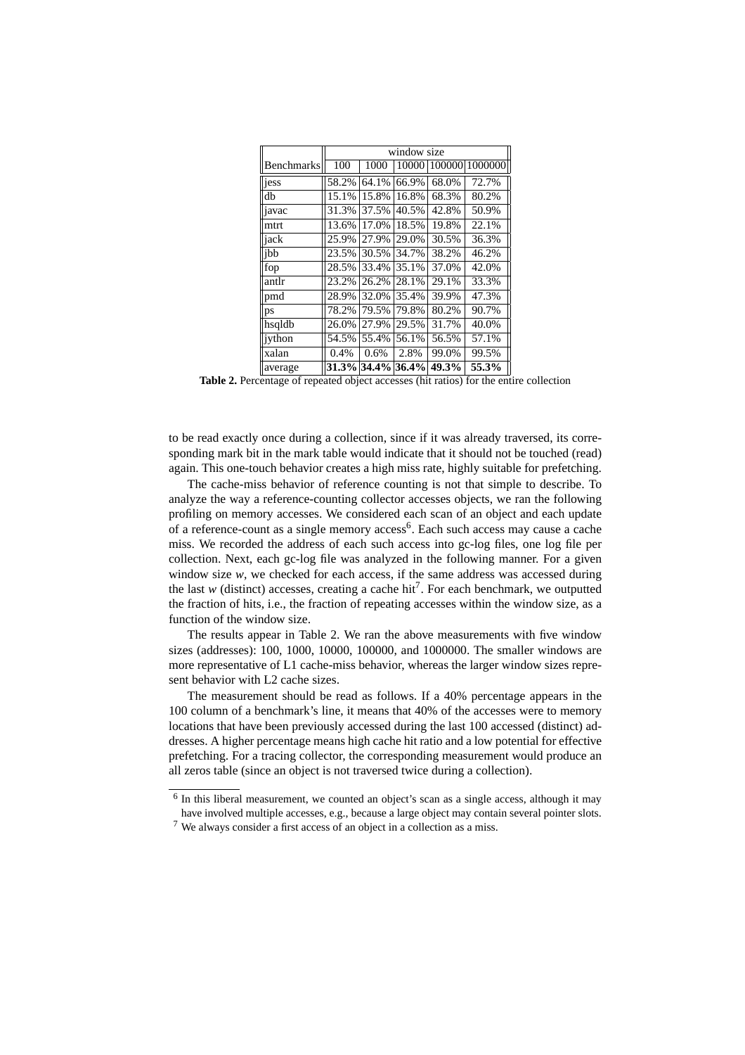| Benchmarks | window size | | | | |
|---|---|---|---|---|---|
| | 100 | 1000 | 10000 | 100000 | 1000000 |
| jess | 58.2% | 64.1% | 66.9% | 68.0% | 72.7% |
| db | 15.1% | 15.8% | 16.8% | 68.3% | 80.2% |
| javac | 31.3% | 37.5% | 40.5% | 42.8% | 50.9% |
| mtrt | 13.6% | 17.0% | 18.5% | 19.8% | 22.1% |
| jack | 25.9% | 27.9% | 29.0% | 30.5% | 36.3% |
| jbb | 23.5% | 30.5% | 34.7% | 38.2% | 46.2% |
| fop | 28.5% | 33.4% | 35.1% | 37.0% | 42.0% |
| antlr | 23.2% | 26.2% | 28.1% | 29.1% | 33.3% |
| pmd | 28.9% | 32.0% | 35.4% | 39.9% | 47.3% |
| ps | 78.2% | 79.5% | 79.8% | 80.2% | 90.7% |
| hsqldb | 26.0% | 27.9% | 29.5% | 31.7% | 40.0% |
| jython | 54.5% | 55.4% | 56.1% | 56.5% | 57.1% |
| xalan | 0.4% | 0.6% | 2.8% | 99.0% | 99.5% |
| average | **31.3%** | **34.4%** | **36.4%** | **49.3%** | **55.3%** |

**Table 2.** Percentage of repeated object accesses (hit ratios) for the entire collection

to be read exactly once during a collection, since if it was already traversed, its corresponding mark bit in the mark table would indicate that it should not be touched (read) again. This one-touch behavior creates a high miss rate, highly suitable for prefetching.

The cache-miss behavior of reference counting is not that simple to describe. To analyze the way a reference-counting collector accesses objects, we ran the following profiling on memory accesses. We considered each scan of an object and each update of a reference-count as a single memory access[6]. Each such access may cause a cache miss. We recorded the address of each such access into gc-log files, one log file per collection. Next, each gc-log file was analyzed in the following manner. For a given window size $w$, we checked for each access, if the same address was accessed during the last $w$ (distinct) accesses, creating a cache hit[7]. For each benchmark, we outputted the fraction of hits, i.e., the fraction of repeating accesses within the window size, as a function of the window size.

The results appear in Table 2. We ran the above measurements with five window sizes (addresses): 100, 1000, 10000, 100000, and 1000000. The smaller windows are more representative of L1 cache-miss behavior, whereas the larger window sizes represent behavior with L2 cache sizes.

The measurement should be read as follows. If a 40% percentage appears in the 100 column of a benchmark's line, it means that 40% of the accesses were to memory locations that have been previously accessed during the last 100 accessed (distinct) addresses. A higher percentage means high cache hit ratio and a low potential for effective prefetching. For a tracing collector, the corresponding measurement would produce an all zeros table (since an object is not traversed twice during a collection).

[6] In this liberal measurement, we counted an object's scan as a single access, although it may have involved multiple accesses, e.g., because a large object may contain several pointer slots.

[7] We always consider a first access of an object in a collection as a miss.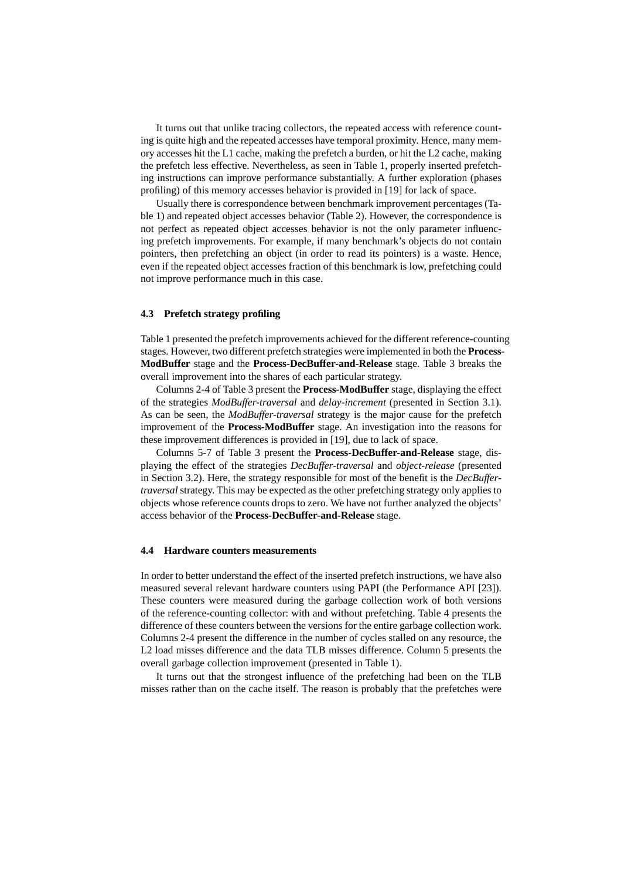It turns out that unlike tracing collectors, the repeated access with reference counting is quite high and the repeated accesses have temporal proximity. Hence, many memory accesses hit the L1 cache, making the prefetch a burden, or hit the L2 cache, making the prefetch less effective. Nevertheless, as seen in Table 1, properly inserted prefetching instructions can improve performance substantially. A further exploration (phases profiling) of this memory accesses behavior is provided in [19] for lack of space.

Usually there is correspondence between benchmark improvement percentages (Table 1) and repeated object accesses behavior (Table 2). However, the correspondence is not perfect as repeated object accesses behavior is not the only parameter influencing prefetch improvements. For example, if many benchmark's objects do not contain pointers, then prefetching an object (in order to read its pointers) is a waste. Hence, even if the repeated object accesses fraction of this benchmark is low, prefetching could not improve performance much in this case.

### 4.3 Prefetch strategy profiling

Table 1 presented the prefetch improvements achieved for the different reference-counting stages. However, two different prefetch strategies were implemented in both the **Process-ModBuffer** stage and the **Process-DecBuffer-and-Release** stage. Table 3 breaks the overall improvement into the shares of each particular strategy.

Columns 2-4 of Table 3 present the **Process-ModBuffer** stage, displaying the effect of the strategies *ModBuffer-traversal* and *delay-increment* (presented in Section 3.1). As can be seen, the *ModBuffer-traversal* strategy is the major cause for the prefetch improvement of the **Process-ModBuffer** stage. An investigation into the reasons for these improvement differences is provided in [19], due to lack of space.

Columns 5-7 of Table 3 present the **Process-DecBuffer-and-Release** stage, displaying the effect of the strategies *DecBuffer-traversal* and *object-release* (presented in Section 3.2). Here, the strategy responsible for most of the benefit is the *DecBuffer-traversal* strategy. This may be expected as the other prefetching strategy only applies to objects whose reference counts drops to zero. We have not further analyzed the objects' access behavior of the **Process-DecBuffer-and-Release** stage.

### 4.4 Hardware counters measurements

In order to better understand the effect of the inserted prefetch instructions, we have also measured several relevant hardware counters using PAPI (the Performance API [23]). These counters were measured during the garbage collection work of both versions of the reference-counting collector: with and without prefetching. Table 4 presents the difference of these counters between the versions for the entire garbage collection work. Columns 2-4 present the difference in the number of cycles stalled on any resource, the L2 load misses difference and the data TLB misses difference. Column 5 presents the overall garbage collection improvement (presented in Table 1).

It turns out that the strongest influence of the prefetching had been on the TLB misses rather than on the cache itself. The reason is probably that the prefetches were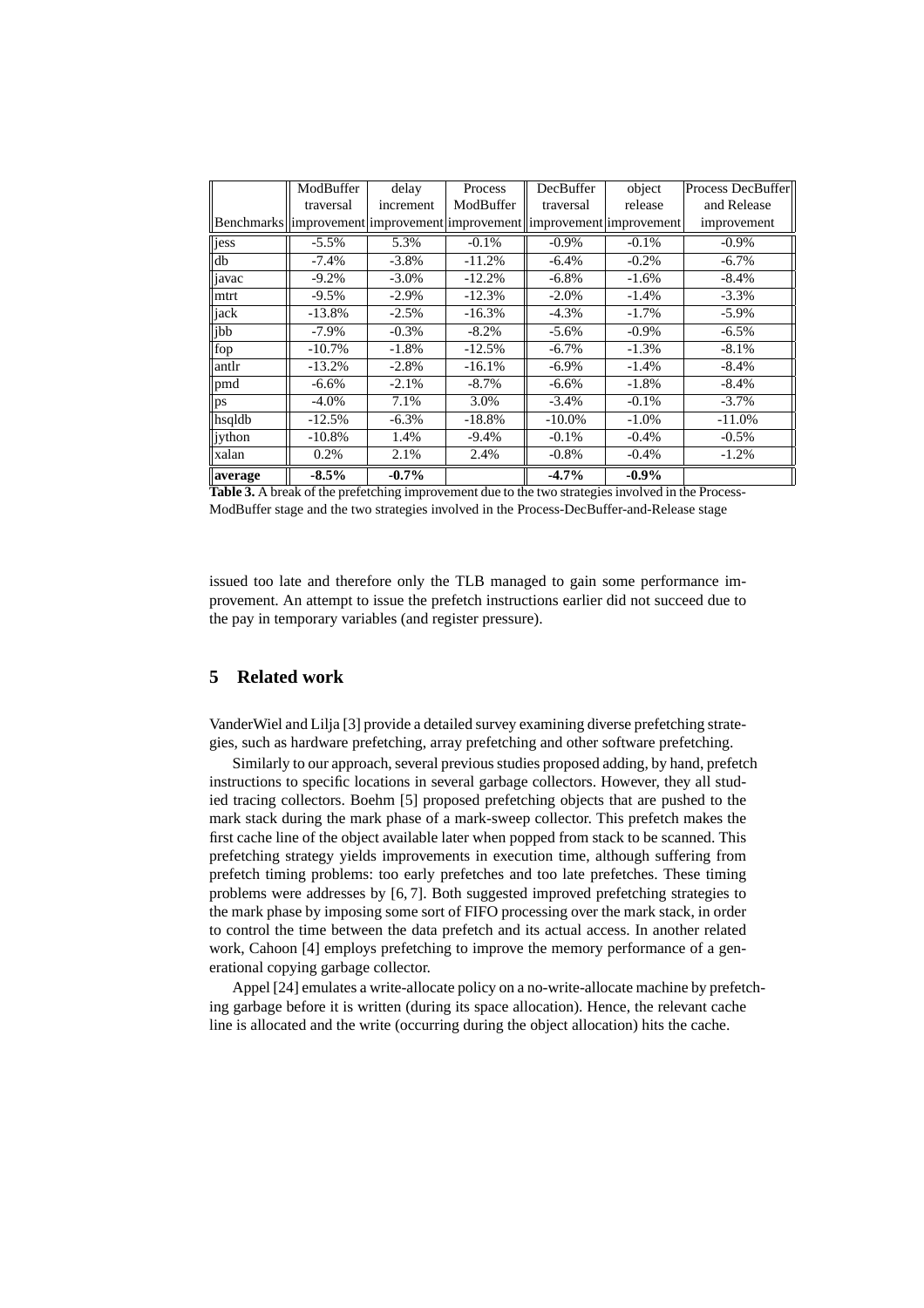| Benchmarks | ModBuffer traversal improvement | delay increment improvement | Process ModBuffer improvement | DecBuffer traversal improvement | object release improvement | Process DecBuffer and Release improvement |
|---|---|---|---|---|---|---|
| jess | -5.5% | 5.3% | -0.1% | -0.9% | -0.1% | -0.9% |
| db | -7.4% | -3.8% | -11.2% | -6.4% | -0.2% | -6.7% |
| javac | -9.2% | -3.0% | -12.2% | -6.8% | -1.6% | -8.4% |
| mtrt | -9.5% | -2.9% | -12.3% | -2.0% | -1.4% | -3.3% |
| jack | -13.8% | -2.5% | -16.3% | -4.3% | -1.7% | -5.9% |
| jbb | -7.9% | -0.3% | -8.2% | -5.6% | -0.9% | -6.5% |
| fop | -10.7% | -1.8% | -12.5% | -6.7% | -1.3% | -8.1% |
| antlr | -13.2% | -2.8% | -16.1% | -6.9% | -1.4% | -8.4% |
| pmd | -6.6% | -2.1% | -8.7% | -6.6% | -1.8% | -8.4% |
| ps | -4.0% | 7.1% | 3.0% | -3.4% | -0.1% | -3.7% |
| hsqldb | -12.5% | -6.3% | -18.8% | -10.0% | -1.0% | -11.0% |
| jython | -10.8% | 1.4% | -9.4% | -0.1% | -0.4% | -0.5% |
| xalan | 0.2% | 2.1% | 2.4% | -0.8% | -0.4% | -1.2% |
| **average** | **-8.5%** | **-0.7%** | | **-4.7%** | **-0.9%** | |

**Table 3.** A break of the prefetching improvement due to the two strategies involved in the Process-ModBuffer stage and the two strategies involved in the Process-DecBuffer-and-Release stage

issued too late and therefore only the TLB managed to gain some performance improvement. An attempt to issue the prefetch instructions earlier did not succeed due to the pay in temporary variables (and register pressure).

## 5 Related work

VanderWiel and Lilja [3] provide a detailed survey examining diverse prefetching strategies, such as hardware prefetching, array prefetching and other software prefetching.

Similarly to our approach, several previous studies proposed adding, by hand, prefetch instructions to specific locations in several garbage collectors. However, they all studied tracing collectors. Boehm [5] proposed prefetching objects that are pushed to the mark stack during the mark phase of a mark-sweep collector. This prefetch makes the first cache line of the object available later when popped from stack to be scanned. This prefetching strategy yields improvements in execution time, although suffering from prefetch timing problems: too early prefetches and too late prefetches. These timing problems were addresses by [6, 7]. Both suggested improved prefetching strategies to the mark phase by imposing some sort of FIFO processing over the mark stack, in order to control the time between the data prefetch and its actual access. In another related work, Cahoon [4] employs prefetching to improve the memory performance of a generational copying garbage collector.

Appel [24] emulates a write-allocate policy on a no-write-allocate machine by prefetching garbage before it is written (during its space allocation). Hence, the relevant cache line is allocated and the write (occurring during the object allocation) hits the cache.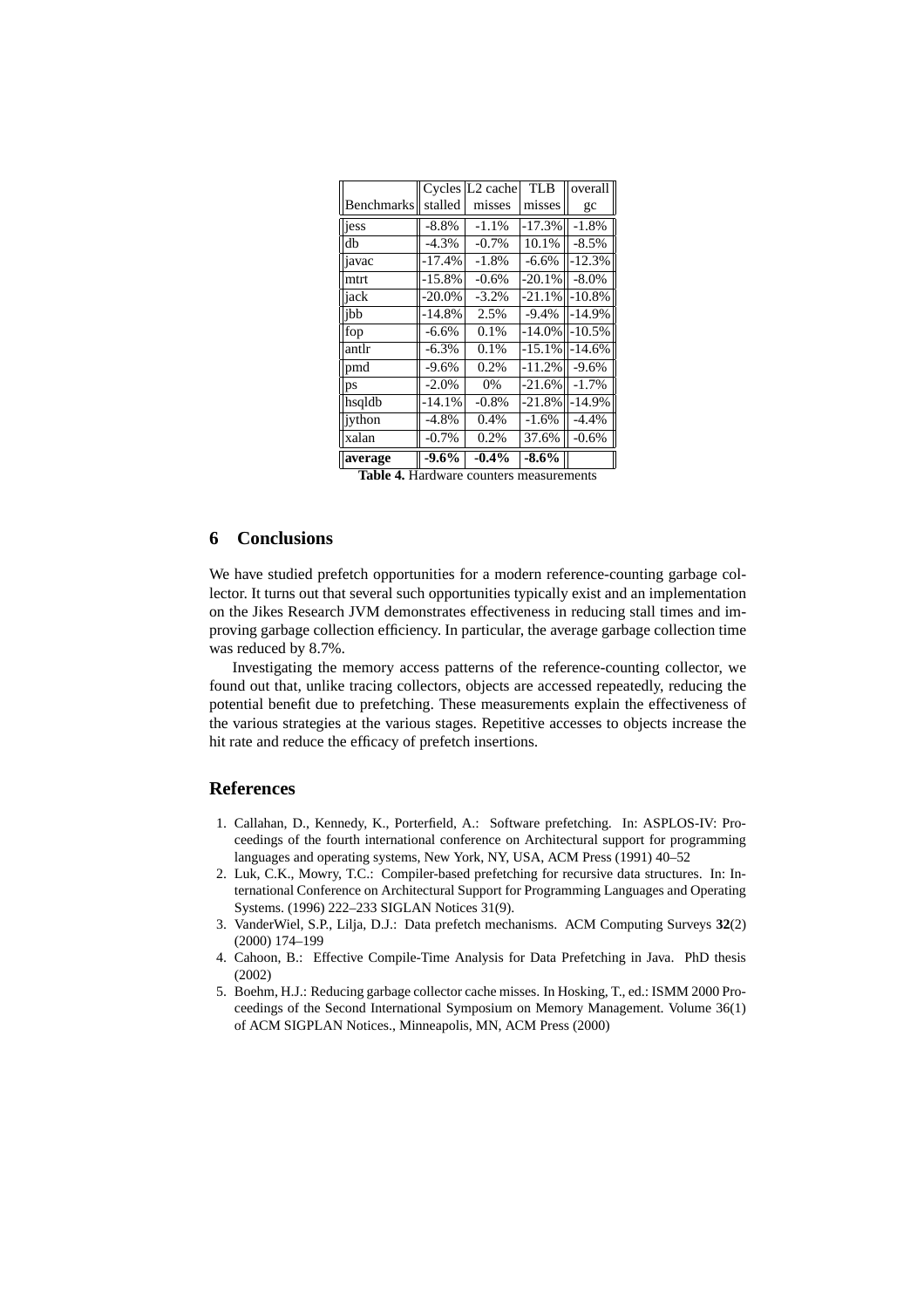| Benchmarks | Cycles stalled | L2 cache misses | TLB misses | overall gc |
|---|---|---|---|---|
| jess | -8.8% | -1.1% | -17.3% | -1.8% |
| db | -4.3% | -0.7% | 10.1% | -8.5% |
| javac | -17.4% | -1.8% | -6.6% | -12.3% |
| mtrt | -15.8% | -0.6% | -20.1% | -8.0% |
| jack | -20.0% | -3.2% | -21.1% | -10.8% |
| jbb | -14.8% | 2.5% | -9.4% | -14.9% |
| fop | -6.6% | 0.1% | -14.0% | -10.5% |
| antlr | -6.3% | 0.1% | -15.1% | -14.6% |
| pmd | -9.6% | 0.2% | -11.2% | -9.6% |
| ps | -2.0% | 0% | -21.6% | -1.7% |
| hsqldb | -14.1% | -0.8% | -21.8% | -14.9% |
| jython | -4.8% | 0.4% | -1.6% | -4.4% |
| xalan | -0.7% | 0.2% | 37.6% | -0.6% |
| **average** | **-9.6%** | **-0.4%** | **-8.6%** | |

**Table 4.** Hardware counters measurements

## 6 Conclusions

We have studied prefetch opportunities for a modern reference-counting garbage collector. It turns out that several such opportunities typically exist and an implementation on the Jikes Research JVM demonstrates effectiveness in reducing stall times and improving garbage collection efficiency. In particular, the average garbage collection time was reduced by 8.7%.

Investigating the memory access patterns of the reference-counting collector, we found out that, unlike tracing collectors, objects are accessed repeatedly, reducing the potential benefit due to prefetching. These measurements explain the effectiveness of the various strategies at the various stages. Repetitive accesses to objects increase the hit rate and reduce the efficacy of prefetch insertions.

## References

1. Callahan, D., Kennedy, K., Porterfield, A.: Software prefetching. In: ASPLOS-IV: Proceedings of the fourth international conference on Architectural support for programming languages and operating systems, New York, NY, USA, ACM Press (1991) 40–52
2. Luk, C.K., Mowry, T.C.: Compiler-based prefetching for recursive data structures. In: International Conference on Architectural Support for Programming Languages and Operating Systems. (1996) 222–233 SIGLAN Notices 31(9).
3. VanderWiel, S.P., Lilja, D.J.: Data prefetch mechanisms. ACM Computing Surveys **32**(2) (2000) 174–199
4. Cahoon, B.: Effective Compile-Time Analysis for Data Prefetching in Java. PhD thesis (2002)
5. Boehm, H.J.: Reducing garbage collector cache misses. In Hosking, T., ed.: ISMM 2000 Proceedings of the Second International Symposium on Memory Management. Volume 36(1) of ACM SIGPLAN Notices., Minneapolis, MN, ACM Press (2000)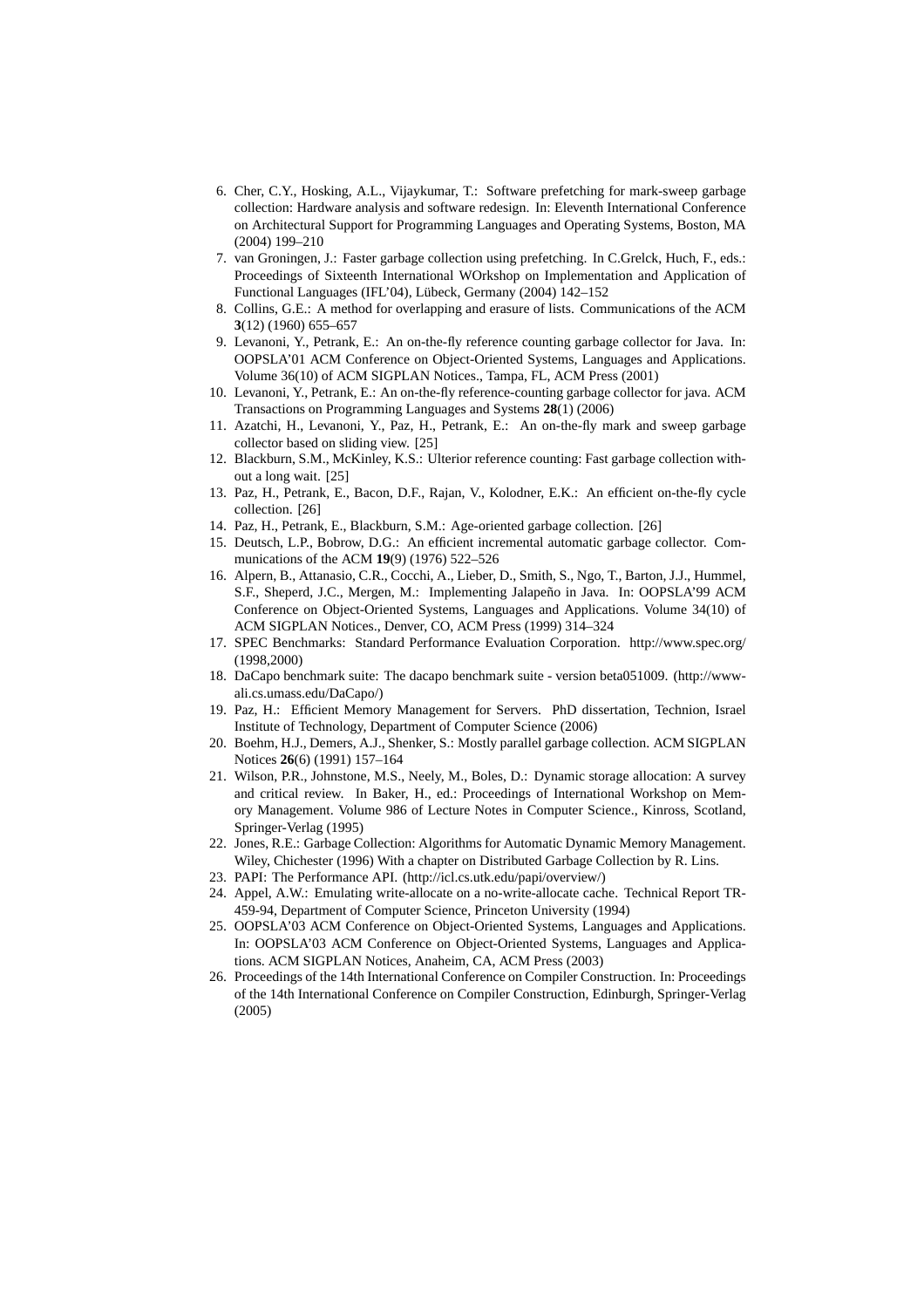6. Cher, C.Y., Hosking, A.L., Vijaykumar, T.: Software prefetching for mark-sweep garbage collection: Hardware analysis and software redesign. In: Eleventh International Conference on Architectural Support for Programming Languages and Operating Systems, Boston, MA (2004) 199–210
7. van Groningen, J.: Faster garbage collection using prefetching. In C.Grelck, Huch, F., eds.: Proceedings of Sixteenth International WOrkshop on Implementation and Application of Functional Languages (IFL'04), Lübeck, Germany (2004) 142–152
8. Collins, G.E.: A method for overlapping and erasure of lists. Communications of the ACM **3**(12) (1960) 655–657
9. Levanoni, Y., Petrank, E.: An on-the-fly reference counting garbage collector for Java. In: OOPSLA'01 ACM Conference on Object-Oriented Systems, Languages and Applications. Volume 36(10) of ACM SIGPLAN Notices., Tampa, FL, ACM Press (2001)
10. Levanoni, Y., Petrank, E.: An on-the-fly reference-counting garbage collector for java. ACM Transactions on Programming Languages and Systems **28**(1) (2006)
11. Azatchi, H., Levanoni, Y., Paz, H., Petrank, E.: An on-the-fly mark and sweep garbage collector based on sliding view. [25]
12. Blackburn, S.M., McKinley, K.S.: Ulterior reference counting: Fast garbage collection without a long wait. [25]
13. Paz, H., Petrank, E., Bacon, D.F., Rajan, V., Kolodner, E.K.: An efficient on-the-fly cycle collection. [26]
14. Paz, H., Petrank, E., Blackburn, S.M.: Age-oriented garbage collection. [26]
15. Deutsch, L.P., Bobrow, D.G.: An efficient incremental automatic garbage collector. Communications of the ACM **19**(9) (1976) 522–526
16. Alpern, B., Attanasio, C.R., Cocchi, A., Lieber, D., Smith, S., Ngo, T., Barton, J.J., Hummel, S.F., Sheperd, J.C., Mergen, M.: Implementing Jalapeño in Java. In: OOPSLA'99 ACM Conference on Object-Oriented Systems, Languages and Applications. Volume 34(10) of ACM SIGPLAN Notices., Denver, CO, ACM Press (1999) 314–324
17. SPEC Benchmarks: Standard Performance Evaluation Corporation. http://www.spec.org/ (1998,2000)
18. DaCapo benchmark suite: The dacapo benchmark suite - version beta051009. (http://www-ali.cs.umass.edu/DaCapo/)
19. Paz, H.: Efficient Memory Management for Servers. PhD dissertation, Technion, Israel Institute of Technology, Department of Computer Science (2006)
20. Boehm, H.J., Demers, A.J., Shenker, S.: Mostly parallel garbage collection. ACM SIGPLAN Notices **26**(6) (1991) 157–164
21. Wilson, P.R., Johnstone, M.S., Neely, M., Boles, D.: Dynamic storage allocation: A survey and critical review. In Baker, H., ed.: Proceedings of International Workshop on Memory Management. Volume 986 of Lecture Notes in Computer Science., Kinross, Scotland, Springer-Verlag (1995)
22. Jones, R.E.: Garbage Collection: Algorithms for Automatic Dynamic Memory Management. Wiley, Chichester (1996) With a chapter on Distributed Garbage Collection by R. Lins.
23. PAPI: The Performance API. (http://icl.cs.utk.edu/papi/overview/)
24. Appel, A.W.: Emulating write-allocate on a no-write-allocate cache. Technical Report TR-459-94, Department of Computer Science, Princeton University (1994)
25. OOPSLA'03 ACM Conference on Object-Oriented Systems, Languages and Applications. In: OOPSLA'03 ACM Conference on Object-Oriented Systems, Languages and Applications. ACM SIGPLAN Notices, Anaheim, CA, ACM Press (2003)
26. Proceedings of the 14th International Conference on Compiler Construction. In: Proceedings of the 14th International Conference on Compiler Construction, Edinburgh, Springer-Verlag (2005)